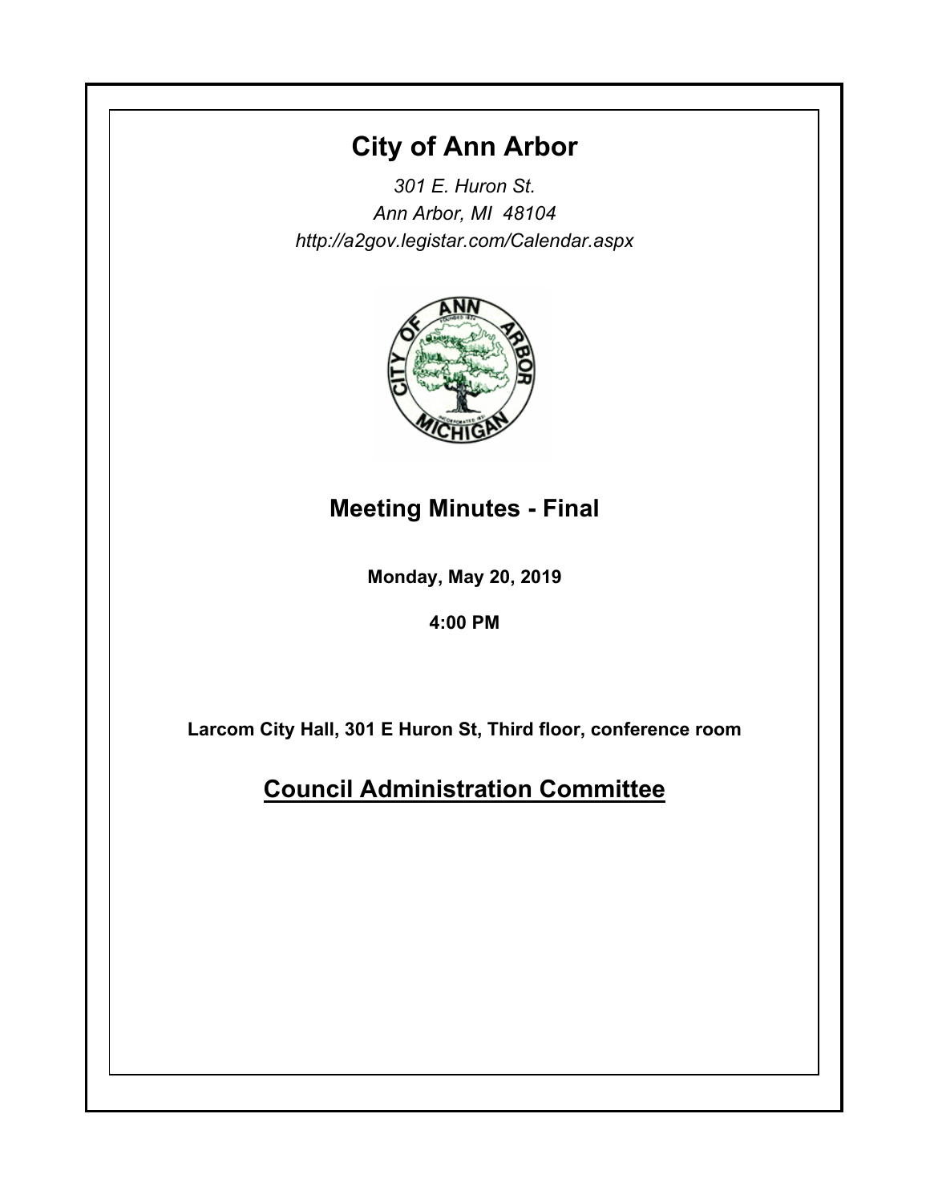# City of Ann Arbor

*301 E. Huron St.*
*Ann Arbor, MI 48104*
*http://a2gov.legistar.com/Calendar.aspx*

## Meeting Minutes - Final

**Monday, May 20, 2019**

**4:00 PM**

**Larcom City Hall, 301 E Huron St, Third floor, conference room**

## Council Administration Committee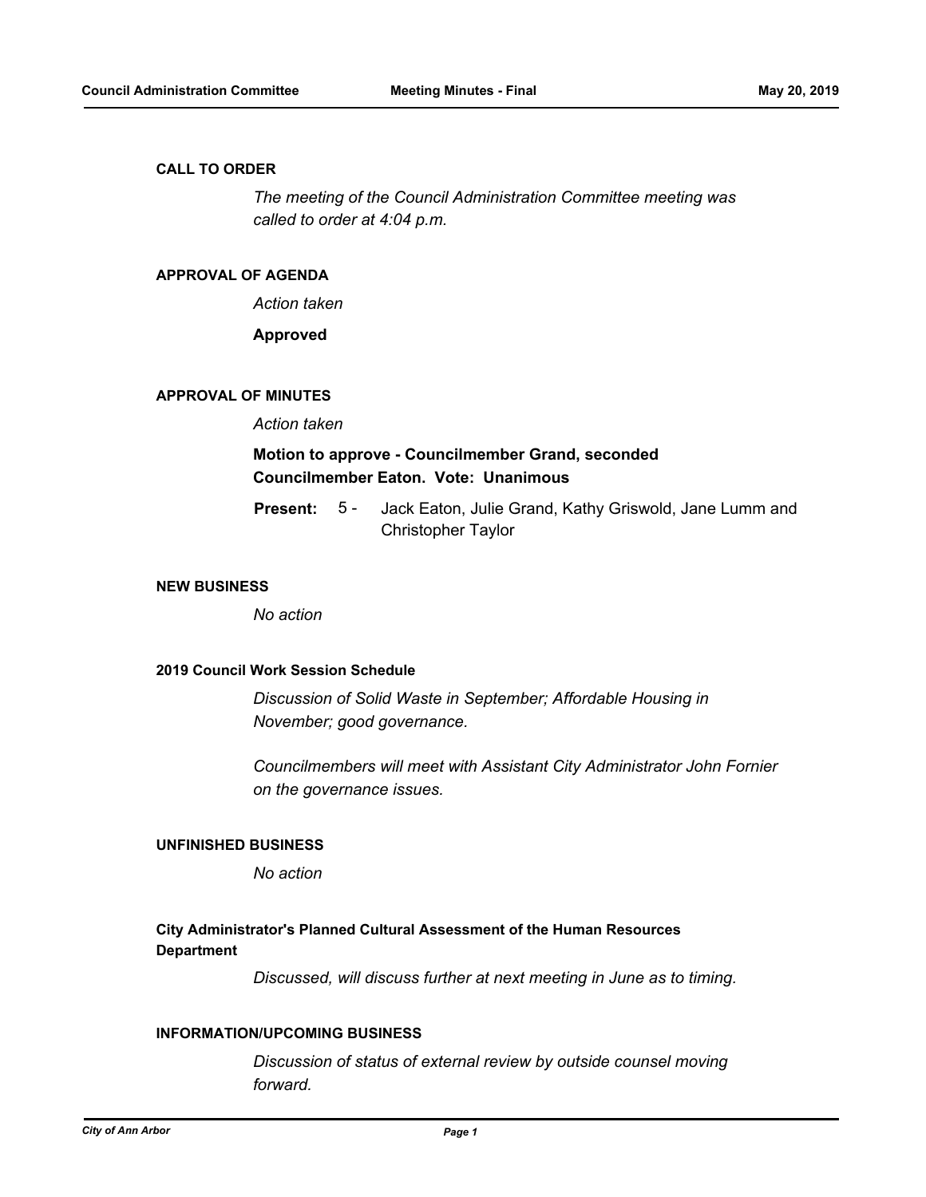## CALL TO ORDER

*The meeting of the Council Administration Committee meeting was called to order at 4:04 p.m.*

## APPROVAL OF AGENDA

*Action taken*

**Approved**

## APPROVAL OF MINUTES

*Action taken*

**Motion to approve - Councilmember Grand, seconded Councilmember Eaton. Vote: Unanimous**

**Present:** 5 - Jack Eaton, Julie Grand, Kathy Griswold, Jane Lumm and Christopher Taylor

## NEW BUSINESS

*No action*

### 2019 Council Work Session Schedule

*Discussion of Solid Waste in September; Affordable Housing in November; good governance.*

*Councilmembers will meet with Assistant City Administrator John Fornier on the governance issues.*

## UNFINISHED BUSINESS

*No action*

### City Administrator's Planned Cultural Assessment of the Human Resources Department

*Discussed, will discuss further at next meeting in June as to timing.*

## INFORMATION/UPCOMING BUSINESS

*Discussion of status of external review by outside counsel moving forward.*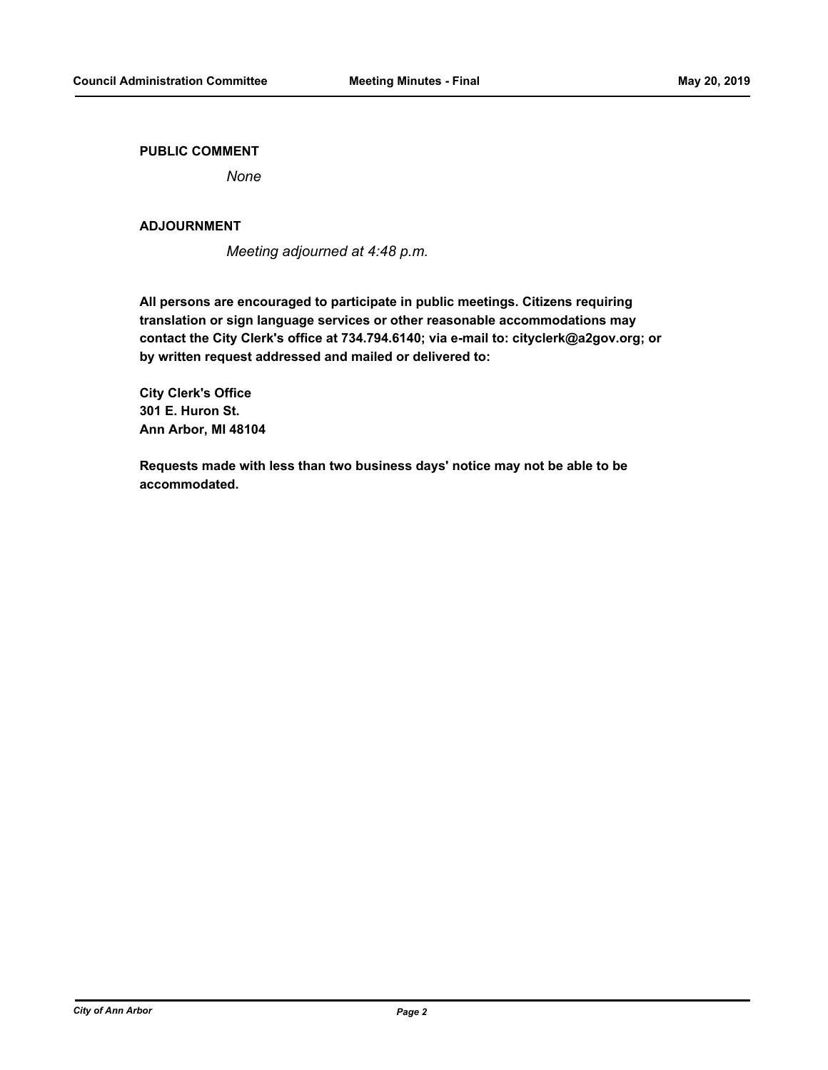## PUBLIC COMMENT

*None*

## ADJOURNMENT

*Meeting adjourned at 4:48 p.m.*

**All persons are encouraged to participate in public meetings. Citizens requiring translation or sign language services or other reasonable accommodations may contact the City Clerk's office at 734.794.6140; via e-mail to: cityclerk@a2gov.org; or by written request addressed and mailed or delivered to:**

**City Clerk's Office**
**301 E. Huron St.**
**Ann Arbor, MI 48104**

**Requests made with less than two business days' notice may not be able to be accommodated.**